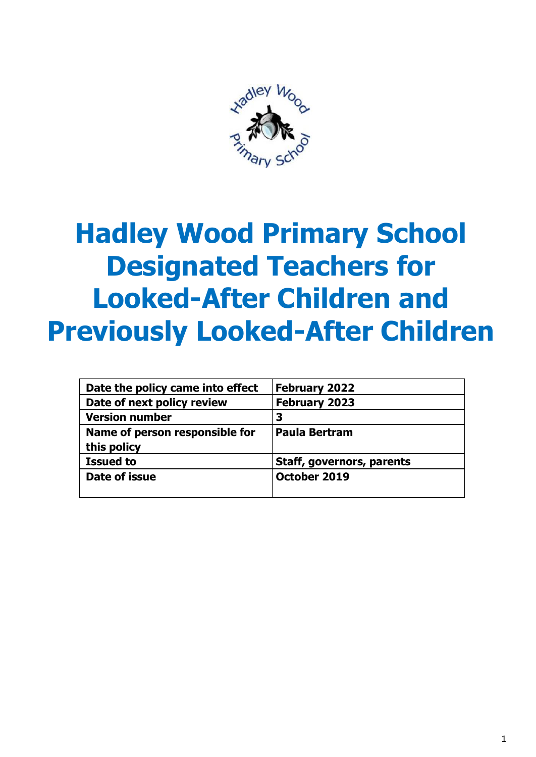# Hadley Wood Primary School Designated Teachers for Looked-After Children and Previously Looked-After Children

| Date the policy came into effect | February 2022 |
|---|---|
| Date of next policy review | February 2023 |
| Version number | 3 |
| Name of person responsible for this policy | Paula Bertram |
| Issued to | Staff, governors, parents |
| Date of issue | October 2019 |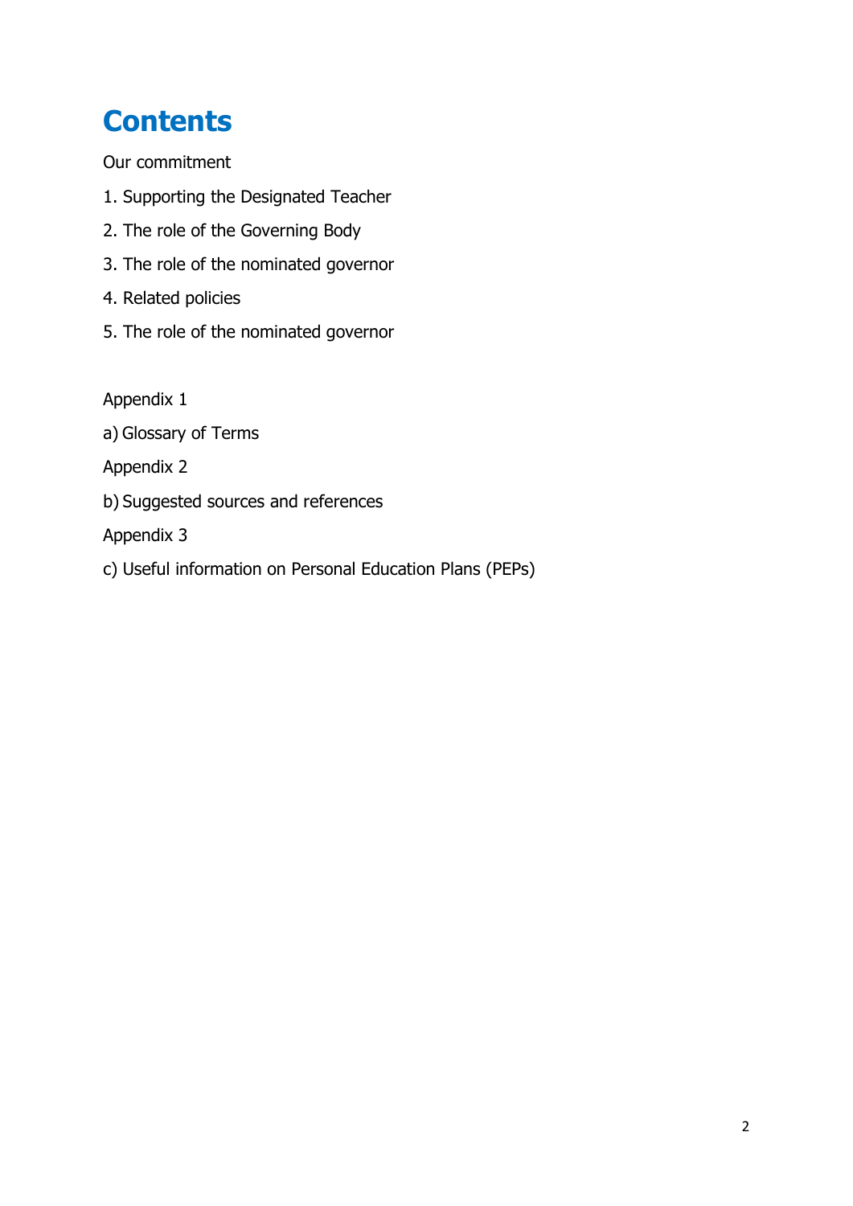# Contents

Our commitment

1. Supporting the Designated Teacher
2. The role of the Governing Body
3. The role of the nominated governor
4. Related policies
5. The role of the nominated governor

Appendix 1

a) Glossary of Terms

Appendix 2

b) Suggested sources and references

Appendix 3

c) Useful information on Personal Education Plans (PEPs)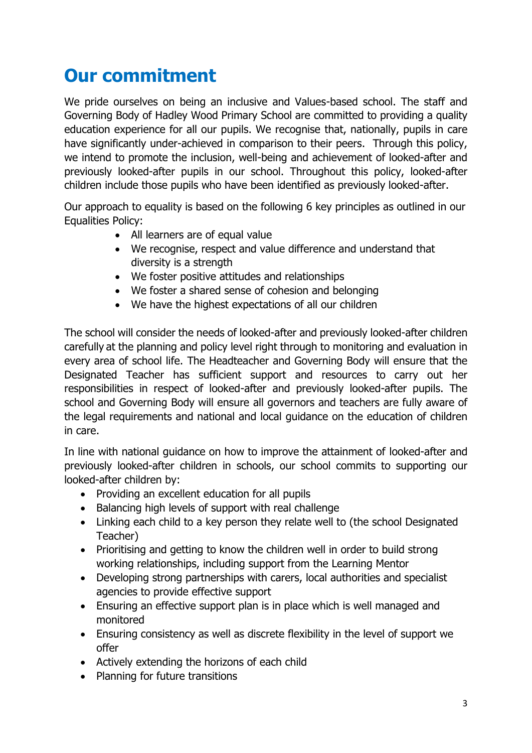# Our commitment

We pride ourselves on being an inclusive and Values-based school. The staff and Governing Body of Hadley Wood Primary School are committed to providing a quality education experience for all our pupils. We recognise that, nationally, pupils in care have significantly under-achieved in comparison to their peers. Through this policy, we intend to promote the inclusion, well-being and achievement of looked-after and previously looked-after pupils in our school. Throughout this policy, looked-after children include those pupils who have been identified as previously looked-after.

Our approach to equality is based on the following 6 key principles as outlined in our Equalities Policy:

- All learners are of equal value
- We recognise, respect and value difference and understand that diversity is a strength
- We foster positive attitudes and relationships
- We foster a shared sense of cohesion and belonging
- We have the highest expectations of all our children

The school will consider the needs of looked-after and previously looked-after children carefully at the planning and policy level right through to monitoring and evaluation in every area of school life. The Headteacher and Governing Body will ensure that the Designated Teacher has sufficient support and resources to carry out her responsibilities in respect of looked-after and previously looked-after pupils. The school and Governing Body will ensure all governors and teachers are fully aware of the legal requirements and national and local guidance on the education of children in care.

In line with national guidance on how to improve the attainment of looked-after and previously looked-after children in schools, our school commits to supporting our looked-after children by:

- Providing an excellent education for all pupils
- Balancing high levels of support with real challenge
- Linking each child to a key person they relate well to (the school Designated Teacher)
- Prioritising and getting to know the children well in order to build strong working relationships, including support from the Learning Mentor
- Developing strong partnerships with carers, local authorities and specialist agencies to provide effective support
- Ensuring an effective support plan is in place which is well managed and monitored
- Ensuring consistency as well as discrete flexibility in the level of support we offer
- Actively extending the horizons of each child
- Planning for future transitions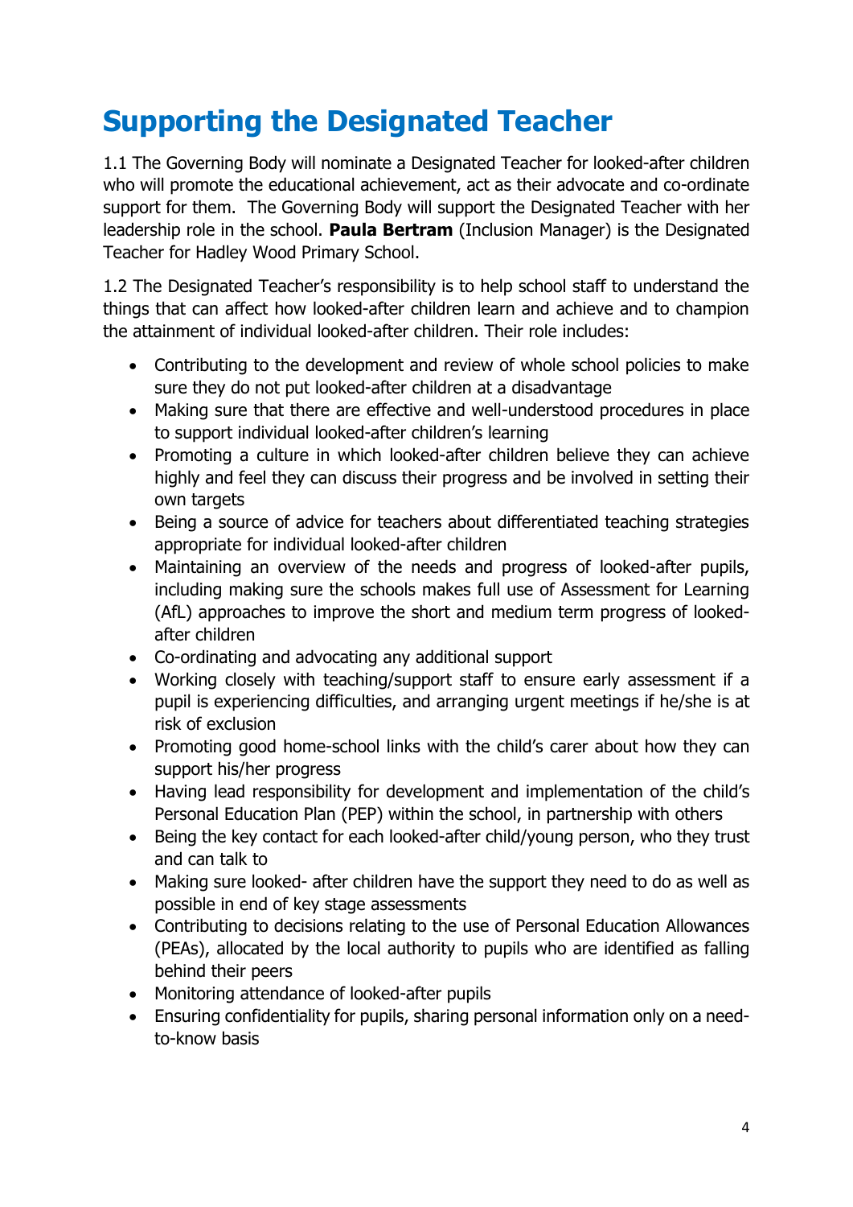# Supporting the Designated Teacher

1.1 The Governing Body will nominate a Designated Teacher for looked-after children who will promote the educational achievement, act as their advocate and co-ordinate support for them. The Governing Body will support the Designated Teacher with her leadership role in the school. **Paula Bertram** (Inclusion Manager) is the Designated Teacher for Hadley Wood Primary School.

1.2 The Designated Teacher's responsibility is to help school staff to understand the things that can affect how looked-after children learn and achieve and to champion the attainment of individual looked-after children. Their role includes:

- Contributing to the development and review of whole school policies to make sure they do not put looked-after children at a disadvantage
- Making sure that there are effective and well-understood procedures in place to support individual looked-after children's learning
- Promoting a culture in which looked-after children believe they can achieve highly and feel they can discuss their progress and be involved in setting their own targets
- Being a source of advice for teachers about differentiated teaching strategies appropriate for individual looked-after children
- Maintaining an overview of the needs and progress of looked-after pupils, including making sure the schools makes full use of Assessment for Learning (AfL) approaches to improve the short and medium term progress of looked-after children
- Co-ordinating and advocating any additional support
- Working closely with teaching/support staff to ensure early assessment if a pupil is experiencing difficulties, and arranging urgent meetings if he/she is at risk of exclusion
- Promoting good home-school links with the child's carer about how they can support his/her progress
- Having lead responsibility for development and implementation of the child's Personal Education Plan (PEP) within the school, in partnership with others
- Being the key contact for each looked-after child/young person, who they trust and can talk to
- Making sure looked- after children have the support they need to do as well as possible in end of key stage assessments
- Contributing to decisions relating to the use of Personal Education Allowances (PEAs), allocated by the local authority to pupils who are identified as falling behind their peers
- Monitoring attendance of looked-after pupils
- Ensuring confidentiality for pupils, sharing personal information only on a need-to-know basis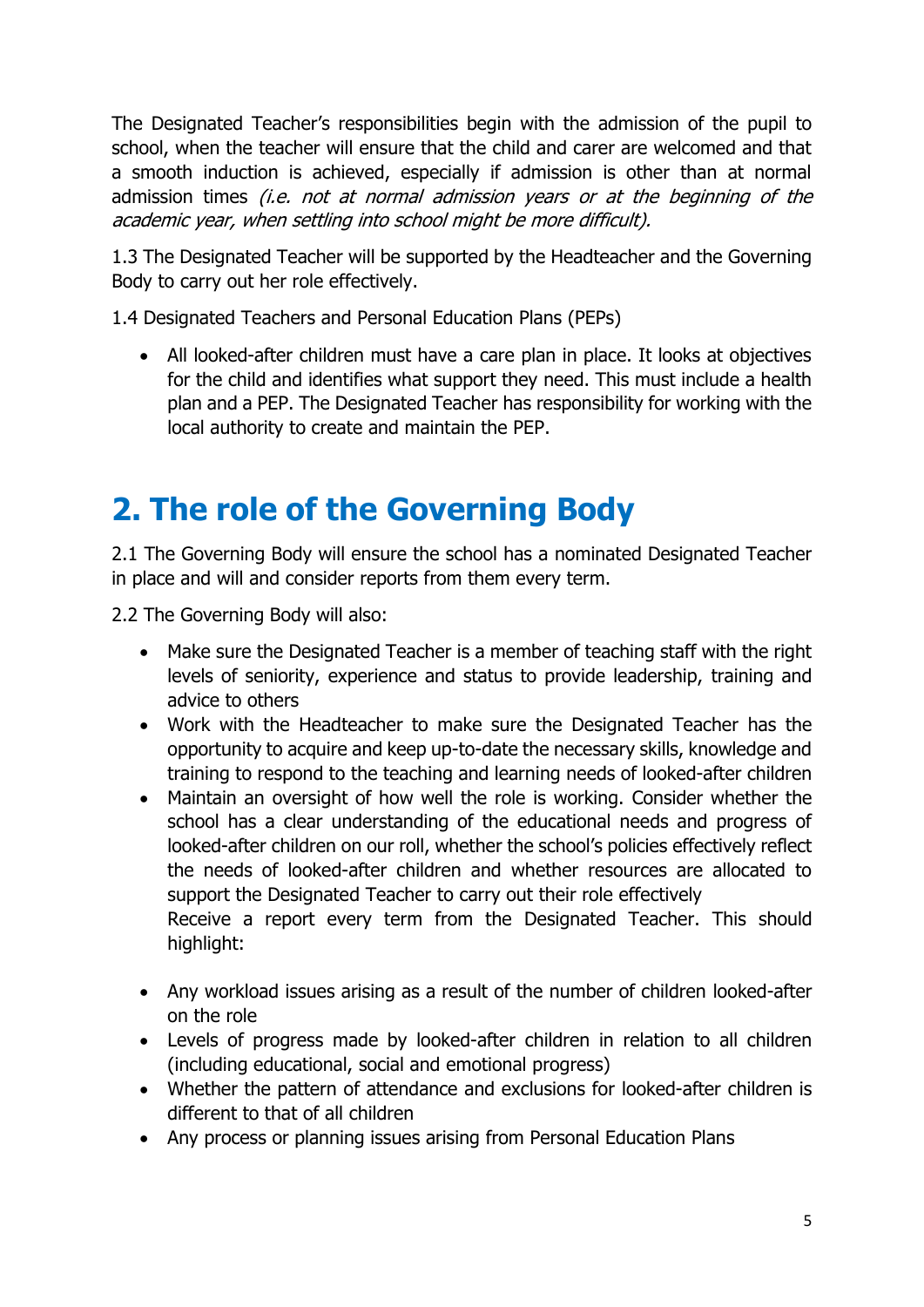The Designated Teacher's responsibilities begin with the admission of the pupil to school, when the teacher will ensure that the child and carer are welcomed and that a smooth induction is achieved, especially if admission is other than at normal admission times *(i.e. not at normal admission years or at the beginning of the academic year, when settling into school might be more difficult).*

1.3 The Designated Teacher will be supported by the Headteacher and the Governing Body to carry out her role effectively.

1.4 Designated Teachers and Personal Education Plans (PEPs)

- All looked-after children must have a care plan in place. It looks at objectives for the child and identifies what support they need. This must include a health plan and a PEP. The Designated Teacher has responsibility for working with the local authority to create and maintain the PEP.

# 2. The role of the Governing Body

2.1 The Governing Body will ensure the school has a nominated Designated Teacher in place and will and consider reports from them every term.

2.2 The Governing Body will also:

- Make sure the Designated Teacher is a member of teaching staff with the right levels of seniority, experience and status to provide leadership, training and advice to others
- Work with the Headteacher to make sure the Designated Teacher has the opportunity to acquire and keep up-to-date the necessary skills, knowledge and training to respond to the teaching and learning needs of looked-after children
- Maintain an oversight of how well the role is working. Consider whether the school has a clear understanding of the educational needs and progress of looked-after children on our roll, whether the school's policies effectively reflect the needs of looked-after children and whether resources are allocated to support the Designated Teacher to carry out their role effectively

  Receive a report every term from the Designated Teacher. This should highlight:

- Any workload issues arising as a result of the number of children looked-after on the role
- Levels of progress made by looked-after children in relation to all children (including educational, social and emotional progress)
- Whether the pattern of attendance and exclusions for looked-after children is different to that of all children
- Any process or planning issues arising from Personal Education Plans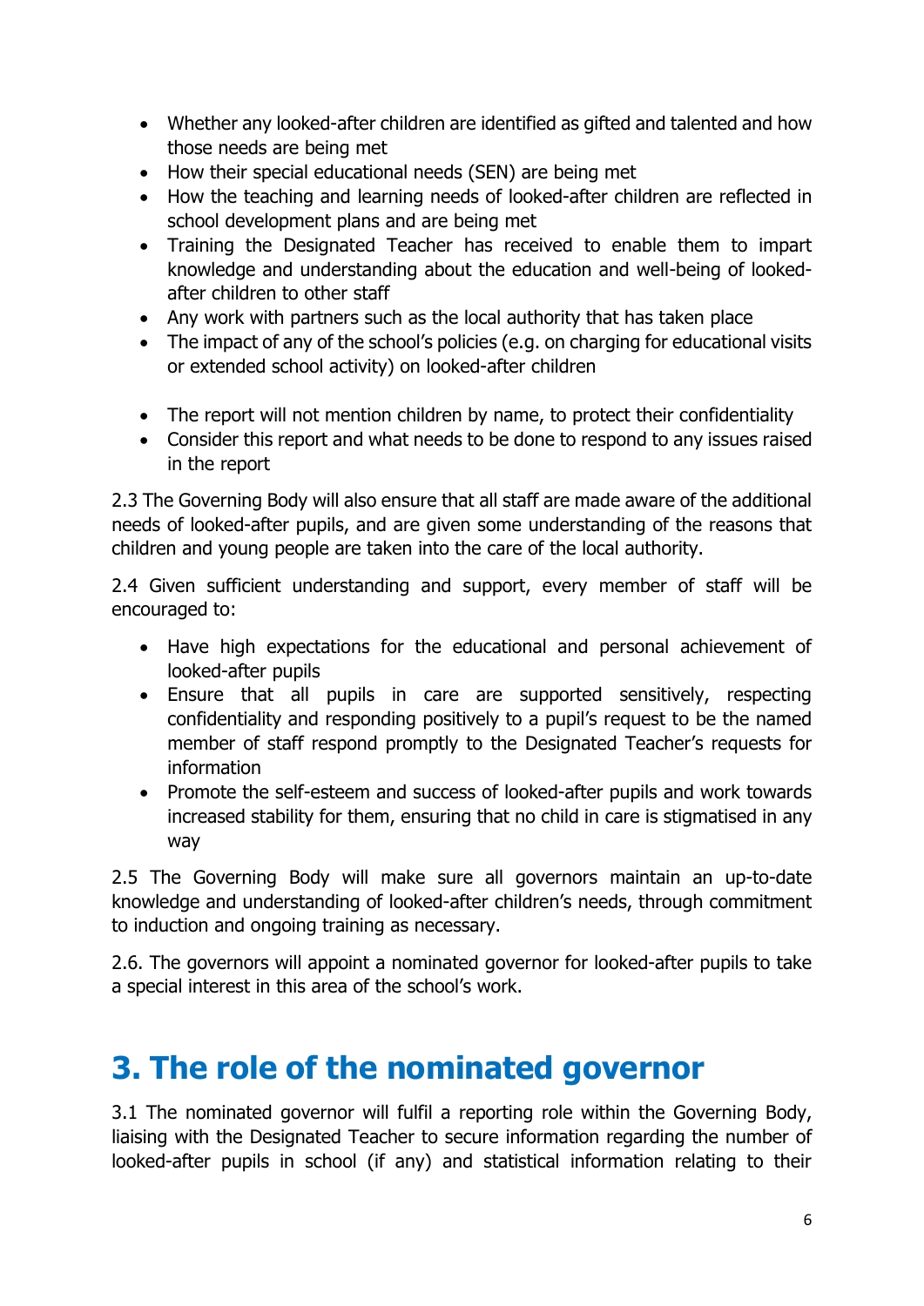- Whether any looked-after children are identified as gifted and talented and how those needs are being met
- How their special educational needs (SEN) are being met
- How the teaching and learning needs of looked-after children are reflected in school development plans and are being met
- Training the Designated Teacher has received to enable them to impart knowledge and understanding about the education and well-being of looked-after children to other staff
- Any work with partners such as the local authority that has taken place
- The impact of any of the school's policies (e.g. on charging for educational visits or extended school activity) on looked-after children

- The report will not mention children by name, to protect their confidentiality
- Consider this report and what needs to be done to respond to any issues raised in the report

2.3 The Governing Body will also ensure that all staff are made aware of the additional needs of looked-after pupils, and are given some understanding of the reasons that children and young people are taken into the care of the local authority.

2.4 Given sufficient understanding and support, every member of staff will be encouraged to:

- Have high expectations for the educational and personal achievement of looked-after pupils
- Ensure that all pupils in care are supported sensitively, respecting confidentiality and responding positively to a pupil's request to be the named member of staff respond promptly to the Designated Teacher's requests for information
- Promote the self-esteem and success of looked-after pupils and work towards increased stability for them, ensuring that no child in care is stigmatised in any way

2.5 The Governing Body will make sure all governors maintain an up-to-date knowledge and understanding of looked-after children's needs, through commitment to induction and ongoing training as necessary.

2.6. The governors will appoint a nominated governor for looked-after pupils to take a special interest in this area of the school's work.

# 3. The role of the nominated governor

3.1 The nominated governor will fulfil a reporting role within the Governing Body, liaising with the Designated Teacher to secure information regarding the number of looked-after pupils in school (if any) and statistical information relating to their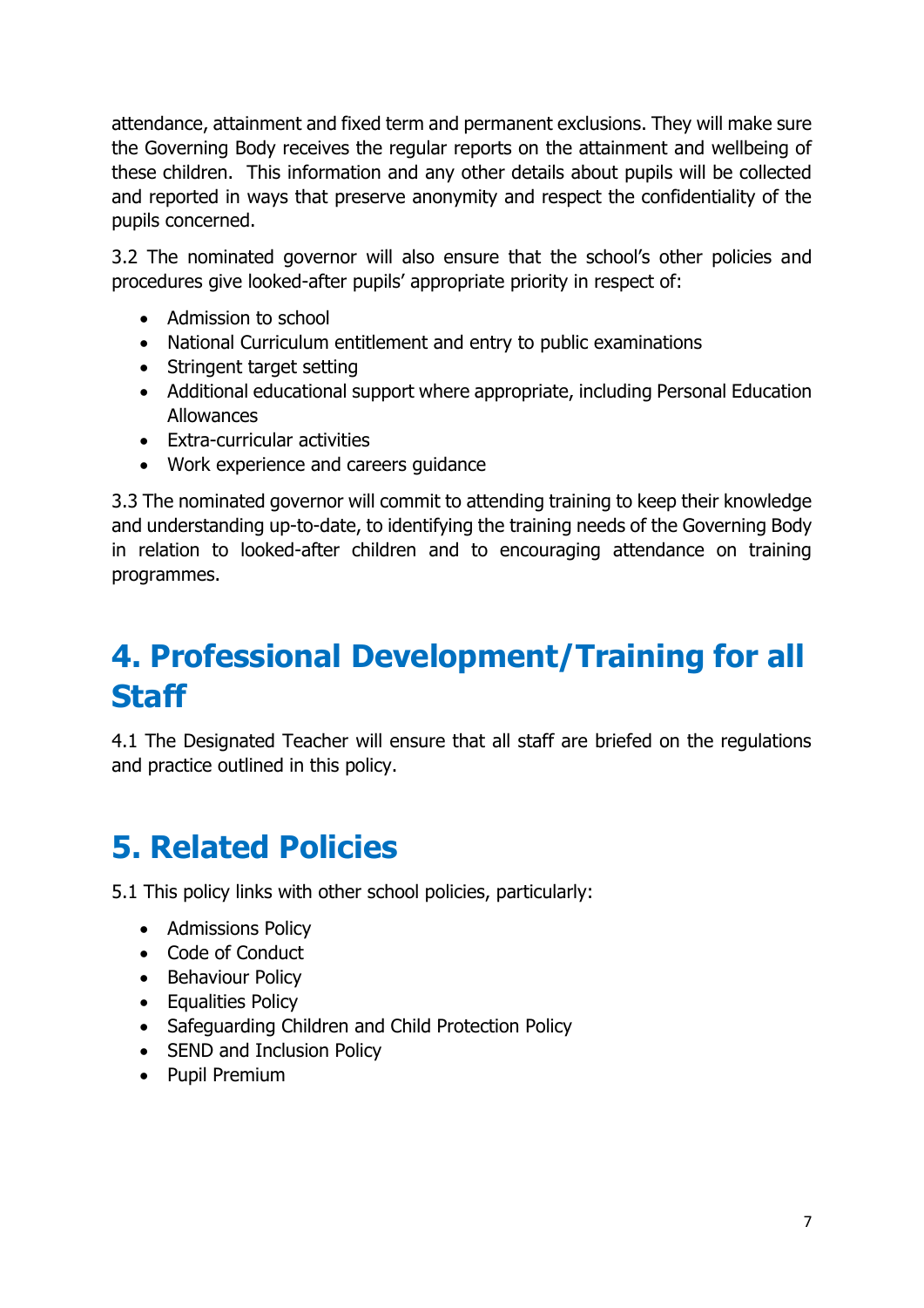attendance, attainment and fixed term and permanent exclusions. They will make sure the Governing Body receives the regular reports on the attainment and wellbeing of these children. This information and any other details about pupils will be collected and reported in ways that preserve anonymity and respect the confidentiality of the pupils concerned.

3.2 The nominated governor will also ensure that the school's other policies and procedures give looked-after pupils' appropriate priority in respect of:

- Admission to school
- National Curriculum entitlement and entry to public examinations
- Stringent target setting
- Additional educational support where appropriate, including Personal Education Allowances
- Extra-curricular activities
- Work experience and careers guidance

3.3 The nominated governor will commit to attending training to keep their knowledge and understanding up-to-date, to identifying the training needs of the Governing Body in relation to looked-after children and to encouraging attendance on training programmes.

# 4. Professional Development/Training for all Staff

4.1 The Designated Teacher will ensure that all staff are briefed on the regulations and practice outlined in this policy.

# 5. Related Policies

5.1 This policy links with other school policies, particularly:

- Admissions Policy
- Code of Conduct
- Behaviour Policy
- Equalities Policy
- Safeguarding Children and Child Protection Policy
- SEND and Inclusion Policy
- Pupil Premium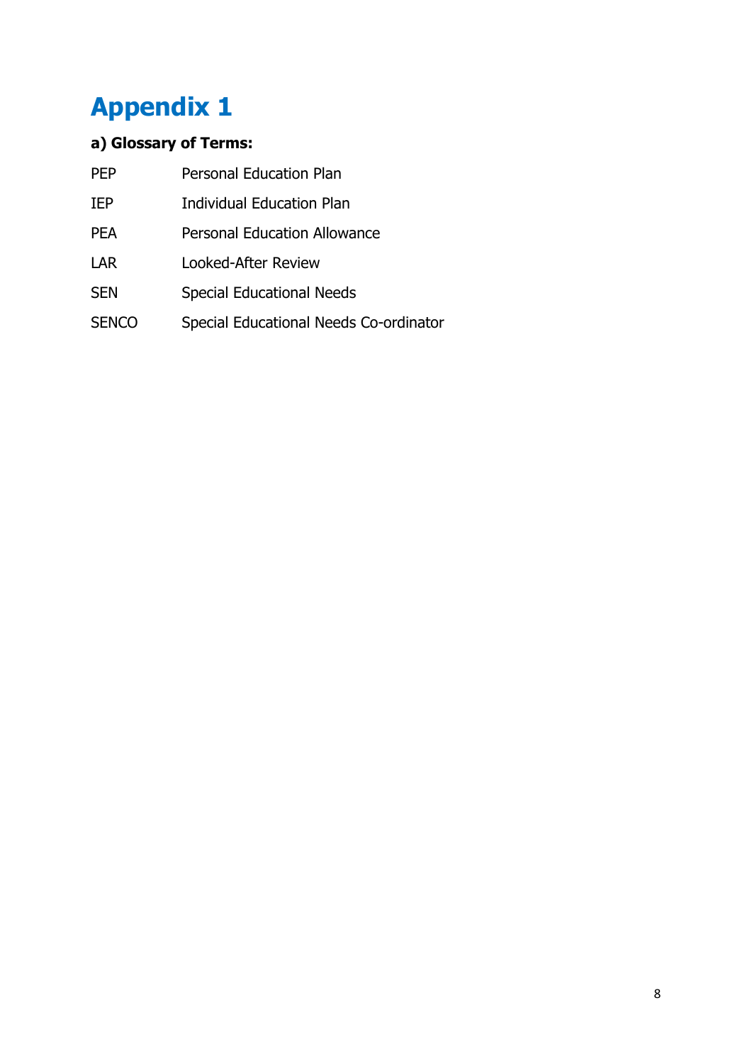# Appendix 1

**a) Glossary of Terms:**

| | |
|---|---|
| PEP | Personal Education Plan |
| IEP | Individual Education Plan |
| PEA | Personal Education Allowance |
| LAR | Looked-After Review |
| SEN | Special Educational Needs |
| SENCO | Special Educational Needs Co-ordinator |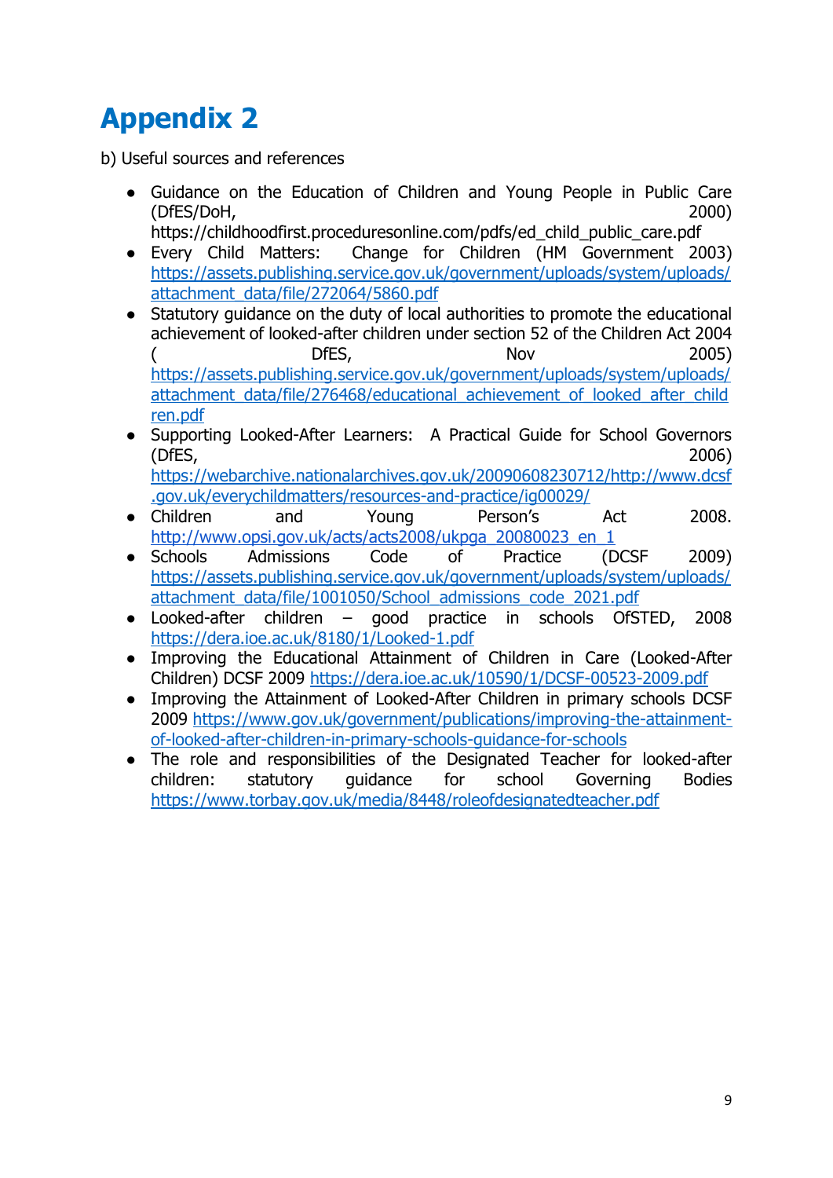# Appendix 2

b) Useful sources and references

- Guidance on the Education of Children and Young People in Public Care (DfES/DoH, 2000) https://childhoodfirst.proceduresonline.com/pdfs/ed_child_public_care.pdf
- Every Child Matters: Change for Children (HM Government 2003) https://assets.publishing.service.gov.uk/government/uploads/system/uploads/attachment_data/file/272064/5860.pdf
- Statutory guidance on the duty of local authorities to promote the educational achievement of looked-after children under section 52 of the Children Act 2004 ( DfES, Nov 2005) https://assets.publishing.service.gov.uk/government/uploads/system/uploads/attachment_data/file/276468/educational_achievement_of_looked_after_children.pdf
- Supporting Looked-After Learners: A Practical Guide for School Governors (DfES, 2006) https://webarchive.nationalarchives.gov.uk/20090608230712/http://www.dcsf.gov.uk/everychildmatters/resources-and-practice/ig00029/
- Children and Young Person's Act 2008. http://www.opsi.gov.uk/acts/acts2008/ukpga_20080023_en_1
- Schools Admissions Code of Practice (DCSF 2009) https://assets.publishing.service.gov.uk/government/uploads/system/uploads/attachment_data/file/1001050/School_admissions_code_2021.pdf
- Looked-after children – good practice in schools OfSTED, 2008 https://dera.ioe.ac.uk/8180/1/Looked-1.pdf
- Improving the Educational Attainment of Children in Care (Looked-After Children) DCSF 2009 https://dera.ioe.ac.uk/10590/1/DCSF-00523-2009.pdf
- Improving the Attainment of Looked-After Children in primary schools DCSF 2009 https://www.gov.uk/government/publications/improving-the-attainment-of-looked-after-children-in-primary-schools-guidance-for-schools
- The role and responsibilities of the Designated Teacher for looked-after children: statutory guidance for school Governing Bodies https://www.torbay.gov.uk/media/8448/roleofdesignatedteacher.pdf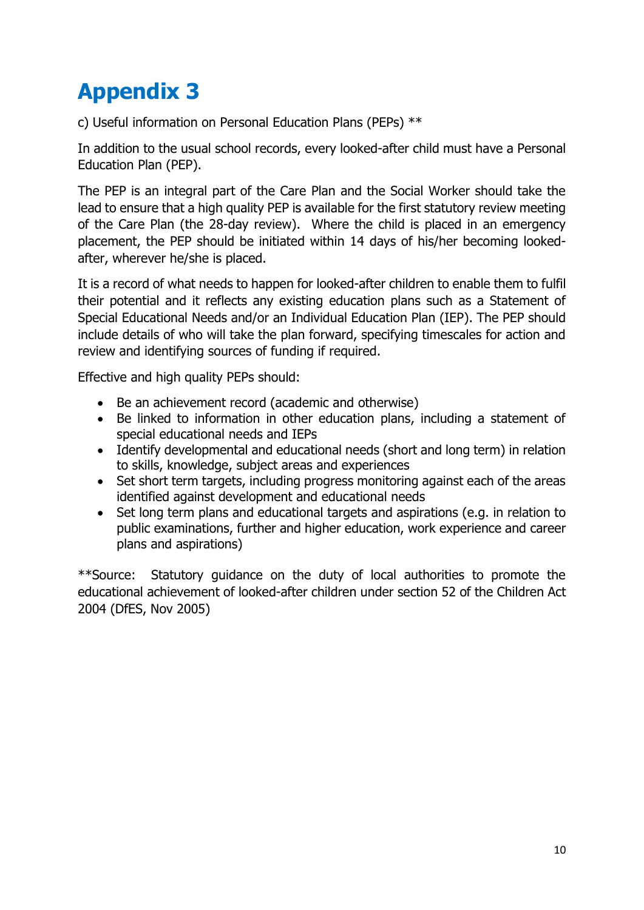# Appendix 3

c) Useful information on Personal Education Plans (PEPs) **

In addition to the usual school records, every looked-after child must have a Personal Education Plan (PEP).

The PEP is an integral part of the Care Plan and the Social Worker should take the lead to ensure that a high quality PEP is available for the first statutory review meeting of the Care Plan (the 28-day review). Where the child is placed in an emergency placement, the PEP should be initiated within 14 days of his/her becoming looked-after, wherever he/she is placed.

It is a record of what needs to happen for looked-after children to enable them to fulfil their potential and it reflects any existing education plans such as a Statement of Special Educational Needs and/or an Individual Education Plan (IEP). The PEP should include details of who will take the plan forward, specifying timescales for action and review and identifying sources of funding if required.

Effective and high quality PEPs should:

- Be an achievement record (academic and otherwise)
- Be linked to information in other education plans, including a statement of special educational needs and IEPs
- Identify developmental and educational needs (short and long term) in relation to skills, knowledge, subject areas and experiences
- Set short term targets, including progress monitoring against each of the areas identified against development and educational needs
- Set long term plans and educational targets and aspirations (e.g. in relation to public examinations, further and higher education, work experience and career plans and aspirations)

**Source: Statutory guidance on the duty of local authorities to promote the educational achievement of looked-after children under section 52 of the Children Act 2004 (DfES, Nov 2005)